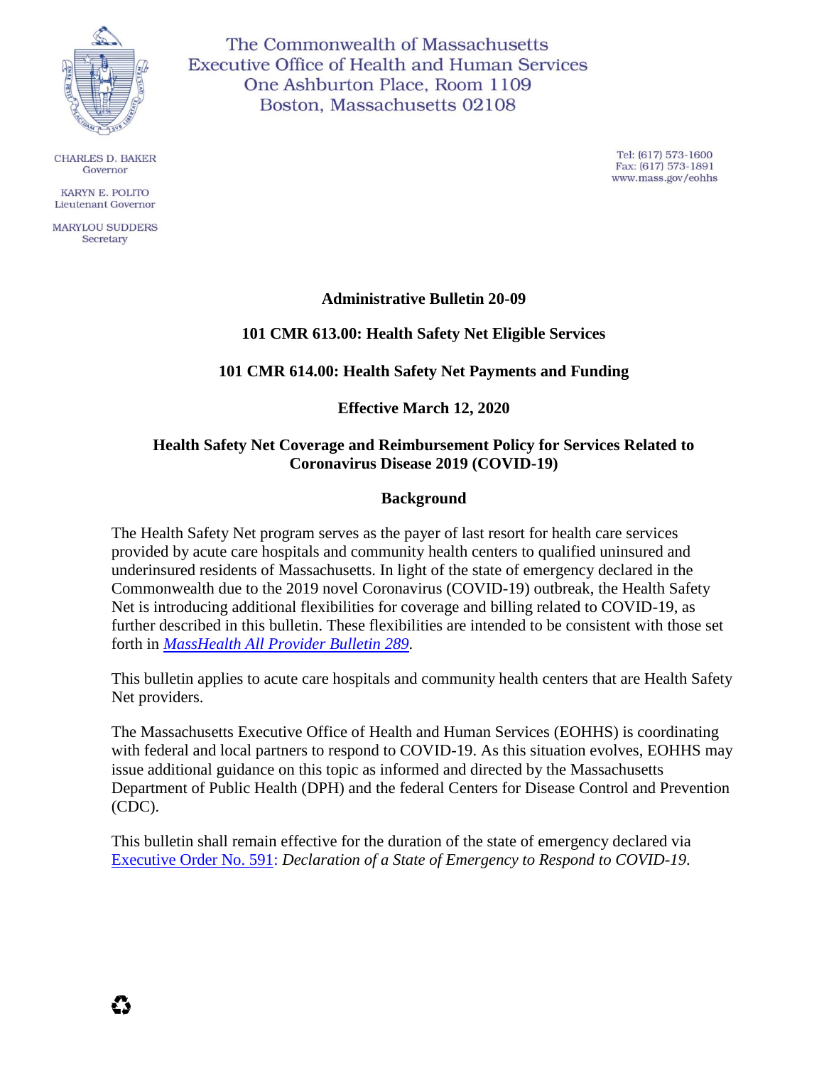The Commonwealth of Massachusetts
Executive Office of Health and Human Services
One Ashburton Place, Room 1109
Boston, Massachusetts 02108

CHARLES D. BAKER
Governor

KARYN E. POLITO
Lieutenant Governor

MARYLOU SUDDERS
Secretary

Tel: (617) 573-1600
Fax: (617) 573-1891
www.mass.gov/eohhs

**Administrative Bulletin 20-09**

**101 CMR 613.00: Health Safety Net Eligible Services**

**101 CMR 614.00: Health Safety Net Payments and Funding**

**Effective March 12, 2020**

**Health Safety Net Coverage and Reimbursement Policy for Services Related to Coronavirus Disease 2019 (COVID-19)**

## Background

The Health Safety Net program serves as the payer of last resort for health care services provided by acute care hospitals and community health centers to qualified uninsured and underinsured residents of Massachusetts. In light of the state of emergency declared in the Commonwealth due to the 2019 novel Coronavirus (COVID-19) outbreak, the Health Safety Net is introducing additional flexibilities for coverage and billing related to COVID-19, as further described in this bulletin. These flexibilities are intended to be consistent with those set forth in *MassHealth All Provider Bulletin 289*.

This bulletin applies to acute care hospitals and community health centers that are Health Safety Net providers.

The Massachusetts Executive Office of Health and Human Services (EOHHS) is coordinating with federal and local partners to respond to COVID-19. As this situation evolves, EOHHS may issue additional guidance on this topic as informed and directed by the Massachusetts Department of Public Health (DPH) and the federal Centers for Disease Control and Prevention (CDC).

This bulletin shall remain effective for the duration of the state of emergency declared via Executive Order No. 591: *Declaration of a State of Emergency to Respond to COVID-19*.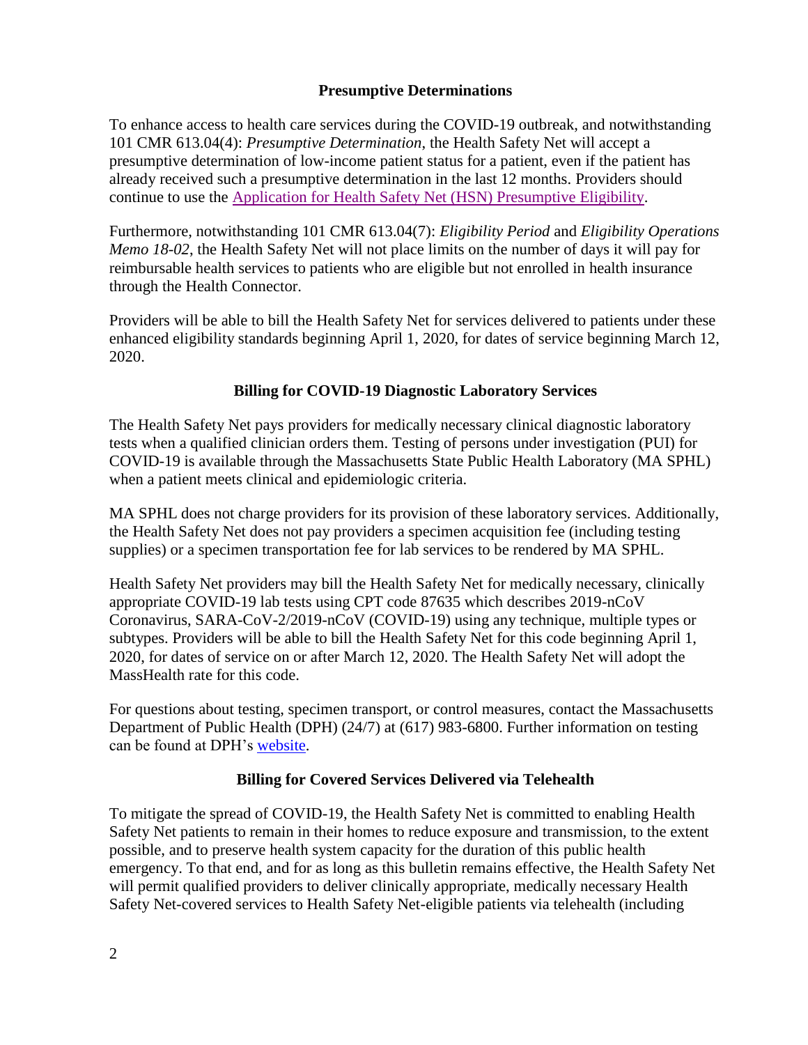## Presumptive Determinations

To enhance access to health care services during the COVID-19 outbreak, and notwithstanding 101 CMR 613.04(4): *Presumptive Determination*, the Health Safety Net will accept a presumptive determination of low-income patient status for a patient, even if the patient has already received such a presumptive determination in the last 12 months. Providers should continue to use the [Application for Health Safety Net (HSN) Presumptive Eligibility](#).

Furthermore, notwithstanding 101 CMR 613.04(7): *Eligibility Period* and *Eligibility Operations Memo 18-02*, the Health Safety Net will not place limits on the number of days it will pay for reimbursable health services to patients who are eligible but not enrolled in health insurance through the Health Connector.

Providers will be able to bill the Health Safety Net for services delivered to patients under these enhanced eligibility standards beginning April 1, 2020, for dates of service beginning March 12, 2020.

## Billing for COVID-19 Diagnostic Laboratory Services

The Health Safety Net pays providers for medically necessary clinical diagnostic laboratory tests when a qualified clinician orders them. Testing of persons under investigation (PUI) for COVID-19 is available through the Massachusetts State Public Health Laboratory (MA SPHL) when a patient meets clinical and epidemiologic criteria.

MA SPHL does not charge providers for its provision of these laboratory services. Additionally, the Health Safety Net does not pay providers a specimen acquisition fee (including testing supplies) or a specimen transportation fee for lab services to be rendered by MA SPHL.

Health Safety Net providers may bill the Health Safety Net for medically necessary, clinically appropriate COVID-19 lab tests using CPT code 87635 which describes 2019-nCoV Coronavirus, SARA-CoV-2/2019-nCoV (COVID-19) using any technique, multiple types or subtypes. Providers will be able to bill the Health Safety Net for this code beginning April 1, 2020, for dates of service on or after March 12, 2020. The Health Safety Net will adopt the MassHealth rate for this code.

For questions about testing, specimen transport, or control measures, contact the Massachusetts Department of Public Health (DPH) (24/7) at (617) 983-6800. Further information on testing can be found at DPH's [website](#).

## Billing for Covered Services Delivered via Telehealth

To mitigate the spread of COVID-19, the Health Safety Net is committed to enabling Health Safety Net patients to remain in their homes to reduce exposure and transmission, to the extent possible, and to preserve health system capacity for the duration of this public health emergency. To that end, and for as long as this bulletin remains effective, the Health Safety Net will permit qualified providers to deliver clinically appropriate, medically necessary Health Safety Net-covered services to Health Safety Net-eligible patients via telehealth (including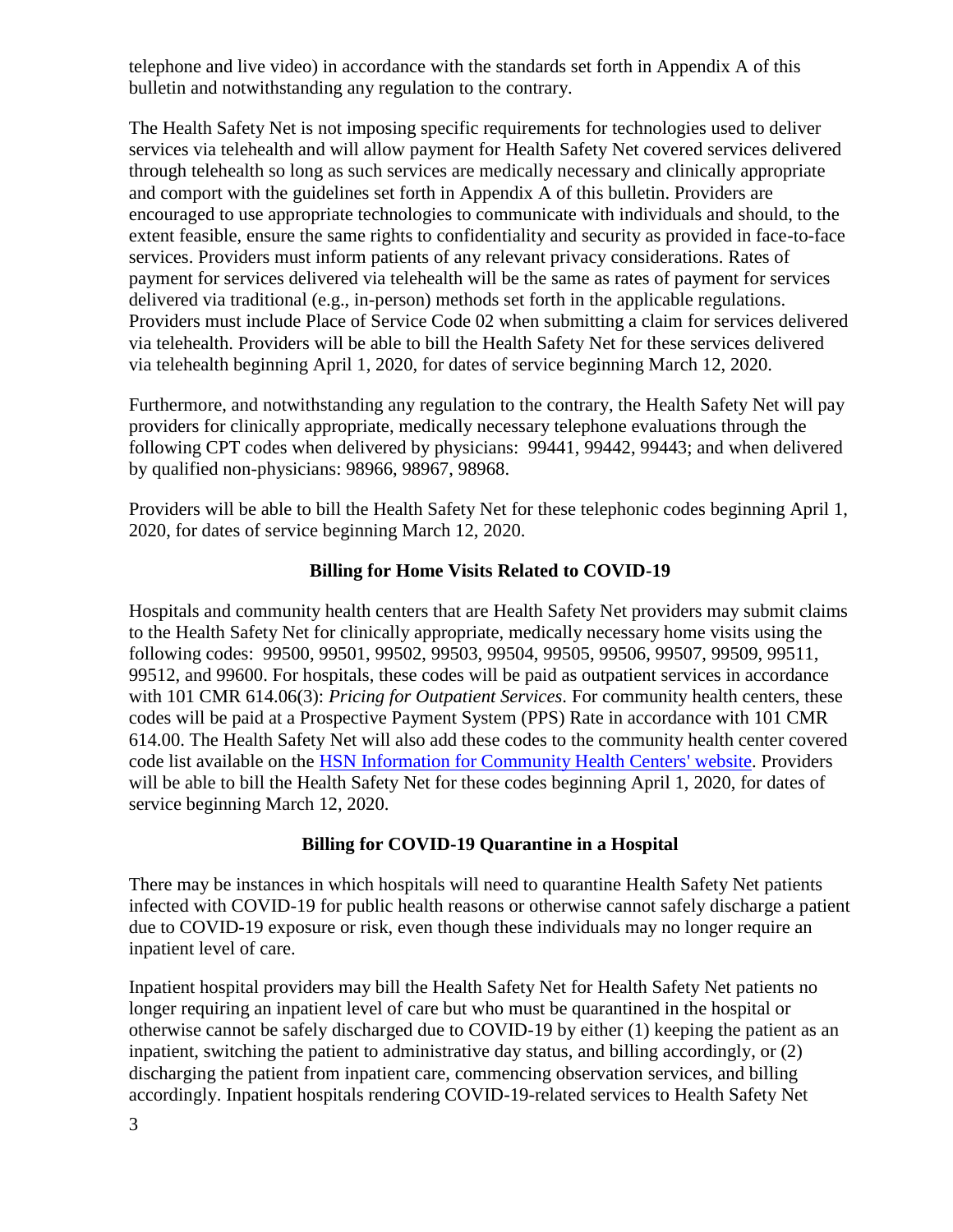telephone and live video) in accordance with the standards set forth in Appendix A of this bulletin and notwithstanding any regulation to the contrary.

The Health Safety Net is not imposing specific requirements for technologies used to deliver services via telehealth and will allow payment for Health Safety Net covered services delivered through telehealth so long as such services are medically necessary and clinically appropriate and comport with the guidelines set forth in Appendix A of this bulletin. Providers are encouraged to use appropriate technologies to communicate with individuals and should, to the extent feasible, ensure the same rights to confidentiality and security as provided in face-to-face services. Providers must inform patients of any relevant privacy considerations. Rates of payment for services delivered via telehealth will be the same as rates of payment for services delivered via traditional (e.g., in-person) methods set forth in the applicable regulations. Providers must include Place of Service Code 02 when submitting a claim for services delivered via telehealth. Providers will be able to bill the Health Safety Net for these services delivered via telehealth beginning April 1, 2020, for dates of service beginning March 12, 2020.

Furthermore, and notwithstanding any regulation to the contrary, the Health Safety Net will pay providers for clinically appropriate, medically necessary telephone evaluations through the following CPT codes when delivered by physicians: 99441, 99442, 99443; and when delivered by qualified non-physicians: 98966, 98967, 98968.

Providers will be able to bill the Health Safety Net for these telephonic codes beginning April 1, 2020, for dates of service beginning March 12, 2020.

## Billing for Home Visits Related to COVID-19

Hospitals and community health centers that are Health Safety Net providers may submit claims to the Health Safety Net for clinically appropriate, medically necessary home visits using the following codes: 99500, 99501, 99502, 99503, 99504, 99505, 99506, 99507, 99509, 99511, 99512, and 99600. For hospitals, these codes will be paid as outpatient services in accordance with 101 CMR 614.06(3): *Pricing for Outpatient Services*. For community health centers, these codes will be paid at a Prospective Payment System (PPS) Rate in accordance with 101 CMR 614.00. The Health Safety Net will also add these codes to the community health center covered code list available on the HSN Information for Community Health Centers' website. Providers will be able to bill the Health Safety Net for these codes beginning April 1, 2020, for dates of service beginning March 12, 2020.

## Billing for COVID-19 Quarantine in a Hospital

There may be instances in which hospitals will need to quarantine Health Safety Net patients infected with COVID-19 for public health reasons or otherwise cannot safely discharge a patient due to COVID-19 exposure or risk, even though these individuals may no longer require an inpatient level of care.

Inpatient hospital providers may bill the Health Safety Net for Health Safety Net patients no longer requiring an inpatient level of care but who must be quarantined in the hospital or otherwise cannot be safely discharged due to COVID-19 by either (1) keeping the patient as an inpatient, switching the patient to administrative day status, and billing accordingly, or (2) discharging the patient from inpatient care, commencing observation services, and billing accordingly. Inpatient hospitals rendering COVID-19-related services to Health Safety Net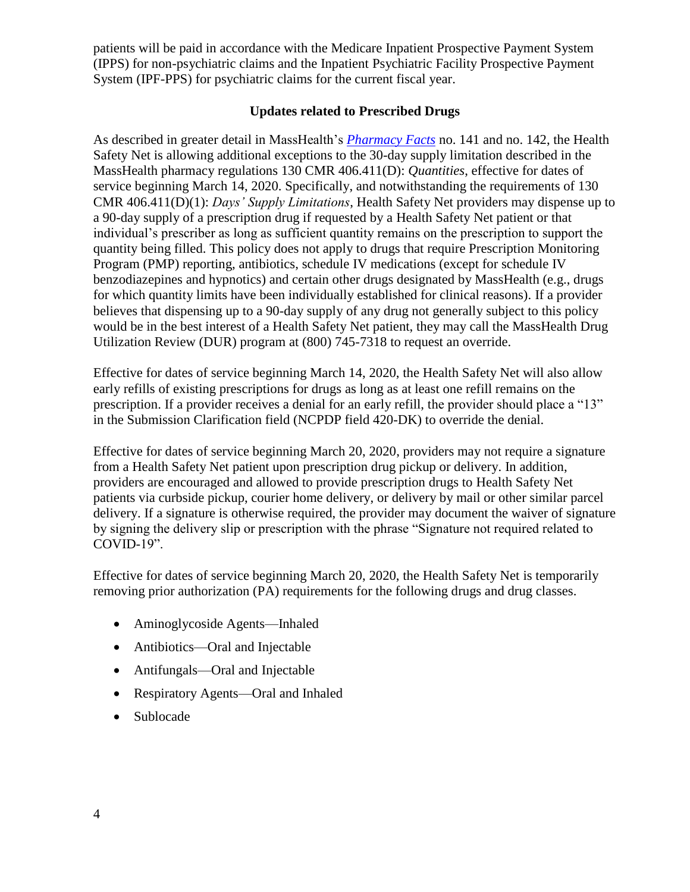patients will be paid in accordance with the Medicare Inpatient Prospective Payment System (IPPS) for non-psychiatric claims and the Inpatient Psychiatric Facility Prospective Payment System (IPF-PPS) for psychiatric claims for the current fiscal year.

**Updates related to Prescribed Drugs**

As described in greater detail in MassHealth's ***Pharmacy Facts*** no. 141 and no. 142, the Health Safety Net is allowing additional exceptions to the 30-day supply limitation described in the MassHealth pharmacy regulations 130 CMR 406.411(D): *Quantities*, effective for dates of service beginning March 14, 2020. Specifically, and notwithstanding the requirements of 130 CMR 406.411(D)(1): *Days' Supply Limitations*, Health Safety Net providers may dispense up to a 90-day supply of a prescription drug if requested by a Health Safety Net patient or that individual's prescriber as long as sufficient quantity remains on the prescription to support the quantity being filled. This policy does not apply to drugs that require Prescription Monitoring Program (PMP) reporting, antibiotics, schedule IV medications (except for schedule IV benzodiazepines and hypnotics) and certain other drugs designated by MassHealth (e.g., drugs for which quantity limits have been individually established for clinical reasons). If a provider believes that dispensing up to a 90-day supply of any drug not generally subject to this policy would be in the best interest of a Health Safety Net patient, they may call the MassHealth Drug Utilization Review (DUR) program at (800) 745-7318 to request an override.

Effective for dates of service beginning March 14, 2020, the Health Safety Net will also allow early refills of existing prescriptions for drugs as long as at least one refill remains on the prescription. If a provider receives a denial for an early refill, the provider should place a "13" in the Submission Clarification field (NCPDP field 420-DK) to override the denial.

Effective for dates of service beginning March 20, 2020, providers may not require a signature from a Health Safety Net patient upon prescription drug pickup or delivery. In addition, providers are encouraged and allowed to provide prescription drugs to Health Safety Net patients via curbside pickup, courier home delivery, or delivery by mail or other similar parcel delivery. If a signature is otherwise required, the provider may document the waiver of signature by signing the delivery slip or prescription with the phrase "Signature not required related to COVID-19".

Effective for dates of service beginning March 20, 2020, the Health Safety Net is temporarily removing prior authorization (PA) requirements for the following drugs and drug classes.

- Aminoglycoside Agents—Inhaled
- Antibiotics—Oral and Injectable
- Antifungals—Oral and Injectable
- Respiratory Agents—Oral and Inhaled
- Sublocade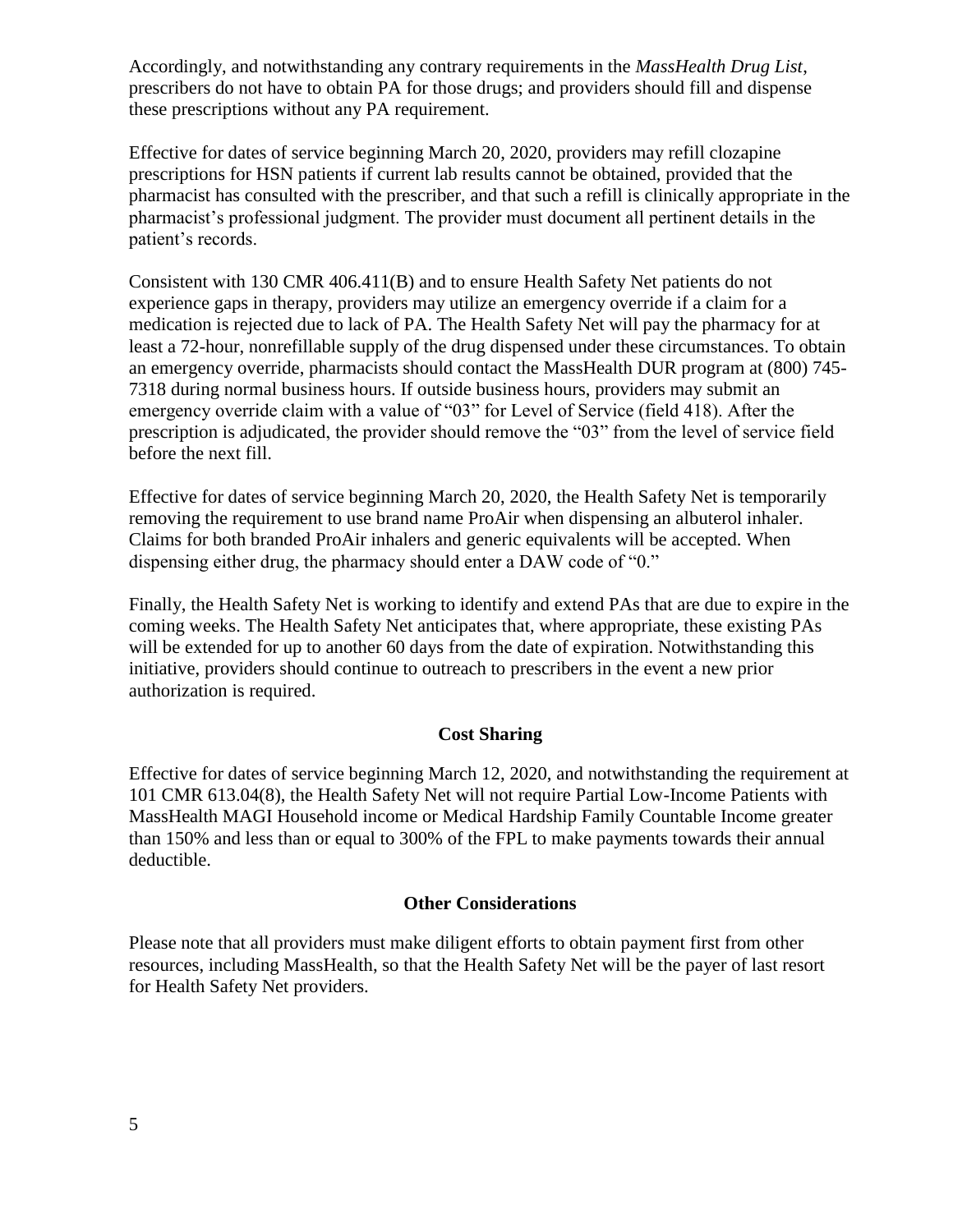Accordingly, and notwithstanding any contrary requirements in the *MassHealth Drug List*, prescribers do not have to obtain PA for those drugs; and providers should fill and dispense these prescriptions without any PA requirement.

Effective for dates of service beginning March 20, 2020, providers may refill clozapine prescriptions for HSN patients if current lab results cannot be obtained, provided that the pharmacist has consulted with the prescriber, and that such a refill is clinically appropriate in the pharmacist's professional judgment. The provider must document all pertinent details in the patient's records.

Consistent with 130 CMR 406.411(B) and to ensure Health Safety Net patients do not experience gaps in therapy, providers may utilize an emergency override if a claim for a medication is rejected due to lack of PA. The Health Safety Net will pay the pharmacy for at least a 72-hour, nonrefillable supply of the drug dispensed under these circumstances. To obtain an emergency override, pharmacists should contact the MassHealth DUR program at (800) 745-7318 during normal business hours. If outside business hours, providers may submit an emergency override claim with a value of "03" for Level of Service (field 418). After the prescription is adjudicated, the provider should remove the "03" from the level of service field before the next fill.

Effective for dates of service beginning March 20, 2020, the Health Safety Net is temporarily removing the requirement to use brand name ProAir when dispensing an albuterol inhaler. Claims for both branded ProAir inhalers and generic equivalents will be accepted. When dispensing either drug, the pharmacy should enter a DAW code of "0."

Finally, the Health Safety Net is working to identify and extend PAs that are due to expire in the coming weeks. The Health Safety Net anticipates that, where appropriate, these existing PAs will be extended for up to another 60 days from the date of expiration. Notwithstanding this initiative, providers should continue to outreach to prescribers in the event a new prior authorization is required.

## Cost Sharing

Effective for dates of service beginning March 12, 2020, and notwithstanding the requirement at 101 CMR 613.04(8), the Health Safety Net will not require Partial Low-Income Patients with MassHealth MAGI Household income or Medical Hardship Family Countable Income greater than 150% and less than or equal to 300% of the FPL to make payments towards their annual deductible.

## Other Considerations

Please note that all providers must make diligent efforts to obtain payment first from other resources, including MassHealth, so that the Health Safety Net will be the payer of last resort for Health Safety Net providers.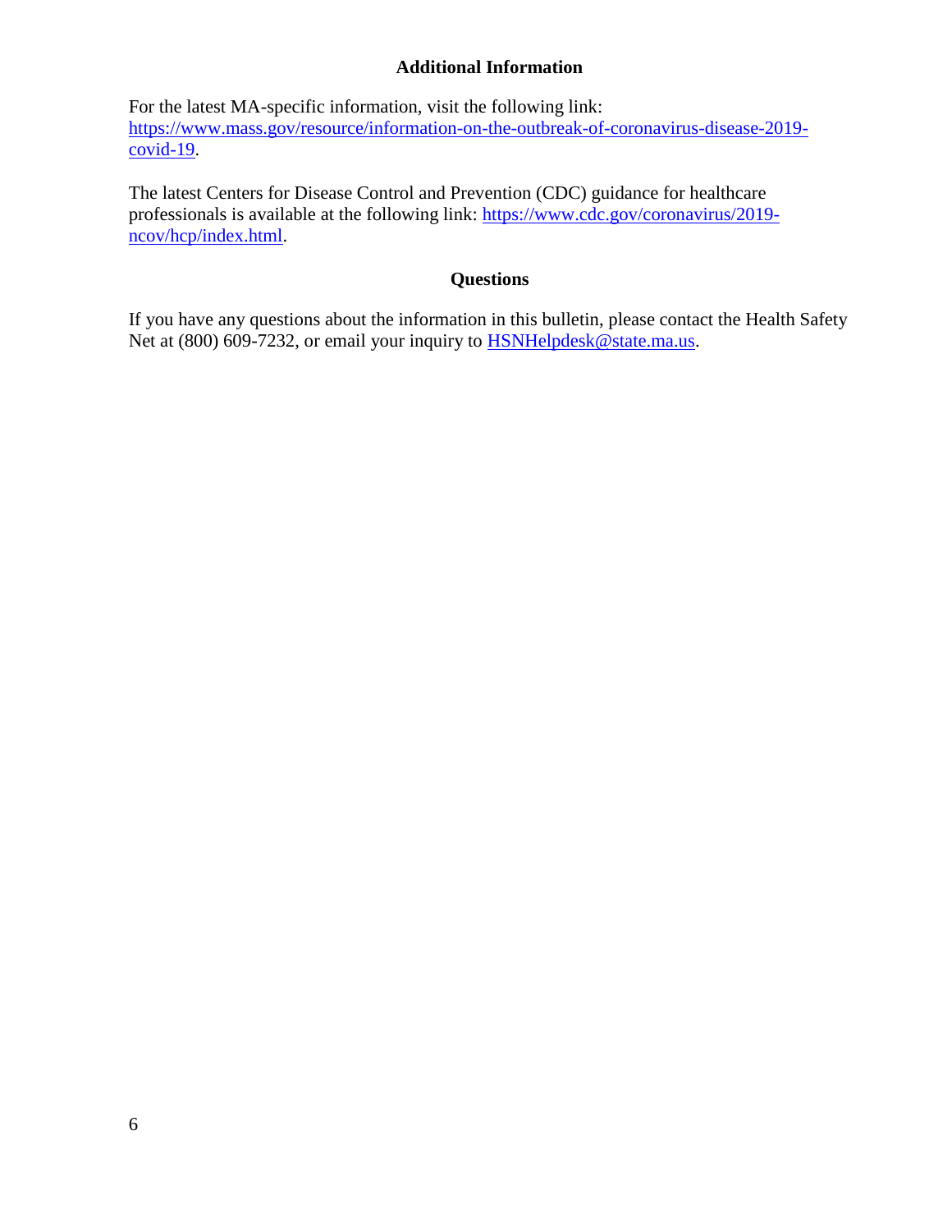## Additional Information

For the latest MA-specific information, visit the following link: https://www.mass.gov/resource/information-on-the-outbreak-of-coronavirus-disease-2019-covid-19.

The latest Centers for Disease Control and Prevention (CDC) guidance for healthcare professionals is available at the following link: https://www.cdc.gov/coronavirus/2019-ncov/hcp/index.html.

## Questions

If you have any questions about the information in this bulletin, please contact the Health Safety Net at (800) 609-7232, or email your inquiry to HSNHelpdesk@state.ma.us.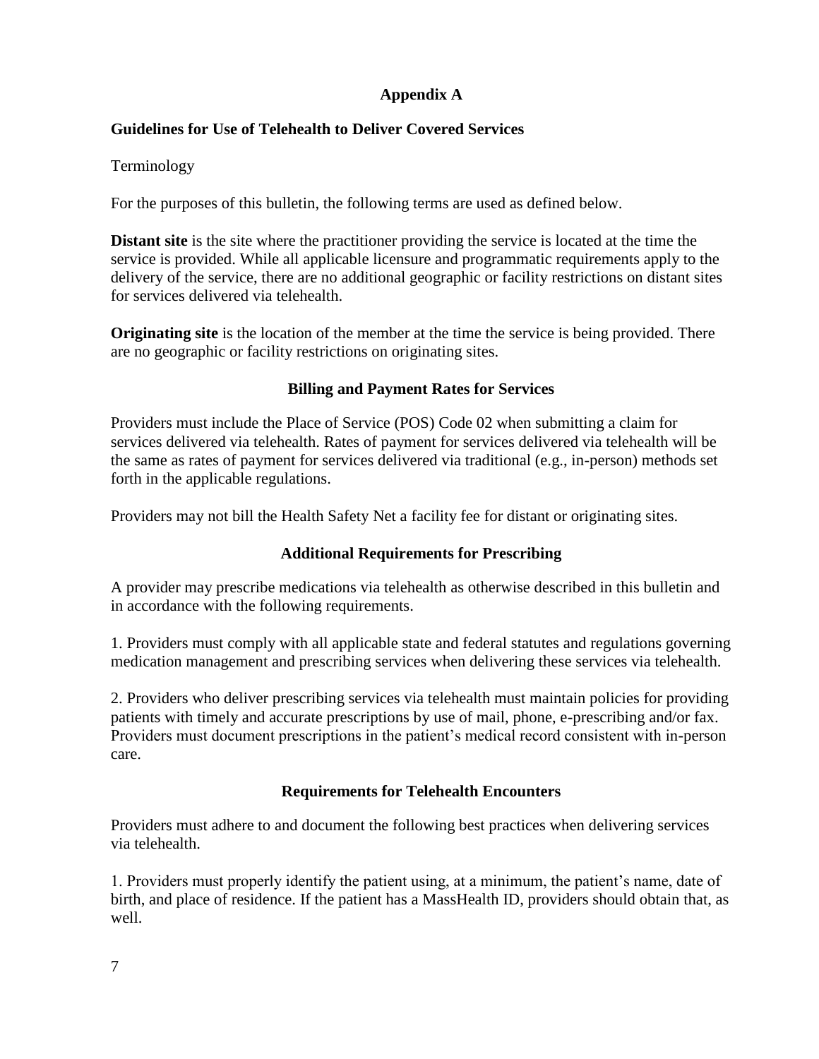# Appendix A

## Guidelines for Use of Telehealth to Deliver Covered Services

Terminology

For the purposes of this bulletin, the following terms are used as defined below.

**Distant site** is the site where the practitioner providing the service is located at the time the service is provided. While all applicable licensure and programmatic requirements apply to the delivery of the service, there are no additional geographic or facility restrictions on distant sites for services delivered via telehealth.

**Originating site** is the location of the member at the time the service is being provided. There are no geographic or facility restrictions on originating sites.

### Billing and Payment Rates for Services

Providers must include the Place of Service (POS) Code 02 when submitting a claim for services delivered via telehealth. Rates of payment for services delivered via telehealth will be the same as rates of payment for services delivered via traditional (e.g., in-person) methods set forth in the applicable regulations.

Providers may not bill the Health Safety Net a facility fee for distant or originating sites.

### Additional Requirements for Prescribing

A provider may prescribe medications via telehealth as otherwise described in this bulletin and in accordance with the following requirements.

1. Providers must comply with all applicable state and federal statutes and regulations governing medication management and prescribing services when delivering these services via telehealth.

2. Providers who deliver prescribing services via telehealth must maintain policies for providing patients with timely and accurate prescriptions by use of mail, phone, e-prescribing and/or fax. Providers must document prescriptions in the patient's medical record consistent with in-person care.

### Requirements for Telehealth Encounters

Providers must adhere to and document the following best practices when delivering services via telehealth.

1. Providers must properly identify the patient using, at a minimum, the patient's name, date of birth, and place of residence. If the patient has a MassHealth ID, providers should obtain that, as well.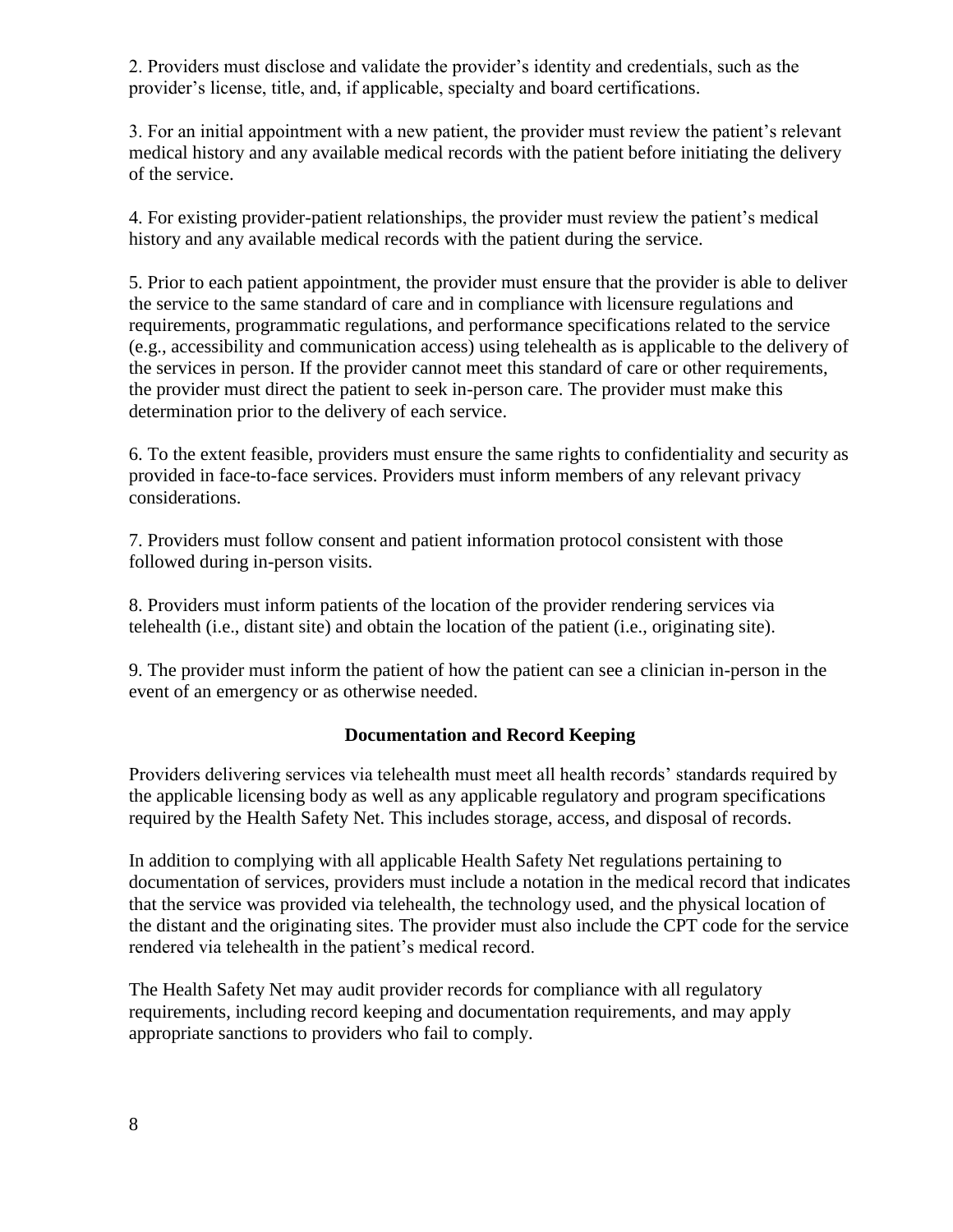2. Providers must disclose and validate the provider's identity and credentials, such as the provider's license, title, and, if applicable, specialty and board certifications.

3. For an initial appointment with a new patient, the provider must review the patient's relevant medical history and any available medical records with the patient before initiating the delivery of the service.

4. For existing provider-patient relationships, the provider must review the patient's medical history and any available medical records with the patient during the service.

5. Prior to each patient appointment, the provider must ensure that the provider is able to deliver the service to the same standard of care and in compliance with licensure regulations and requirements, programmatic regulations, and performance specifications related to the service (e.g., accessibility and communication access) using telehealth as is applicable to the delivery of the services in person. If the provider cannot meet this standard of care or other requirements, the provider must direct the patient to seek in-person care. The provider must make this determination prior to the delivery of each service.

6. To the extent feasible, providers must ensure the same rights to confidentiality and security as provided in face-to-face services. Providers must inform members of any relevant privacy considerations.

7. Providers must follow consent and patient information protocol consistent with those followed during in-person visits.

8. Providers must inform patients of the location of the provider rendering services via telehealth (i.e., distant site) and obtain the location of the patient (i.e., originating site).

9. The provider must inform the patient of how the patient can see a clinician in-person in the event of an emergency or as otherwise needed.

## Documentation and Record Keeping

Providers delivering services via telehealth must meet all health records' standards required by the applicable licensing body as well as any applicable regulatory and program specifications required by the Health Safety Net. This includes storage, access, and disposal of records.

In addition to complying with all applicable Health Safety Net regulations pertaining to documentation of services, providers must include a notation in the medical record that indicates that the service was provided via telehealth, the technology used, and the physical location of the distant and the originating sites. The provider must also include the CPT code for the service rendered via telehealth in the patient's medical record.

The Health Safety Net may audit provider records for compliance with all regulatory requirements, including record keeping and documentation requirements, and may apply appropriate sanctions to providers who fail to comply.